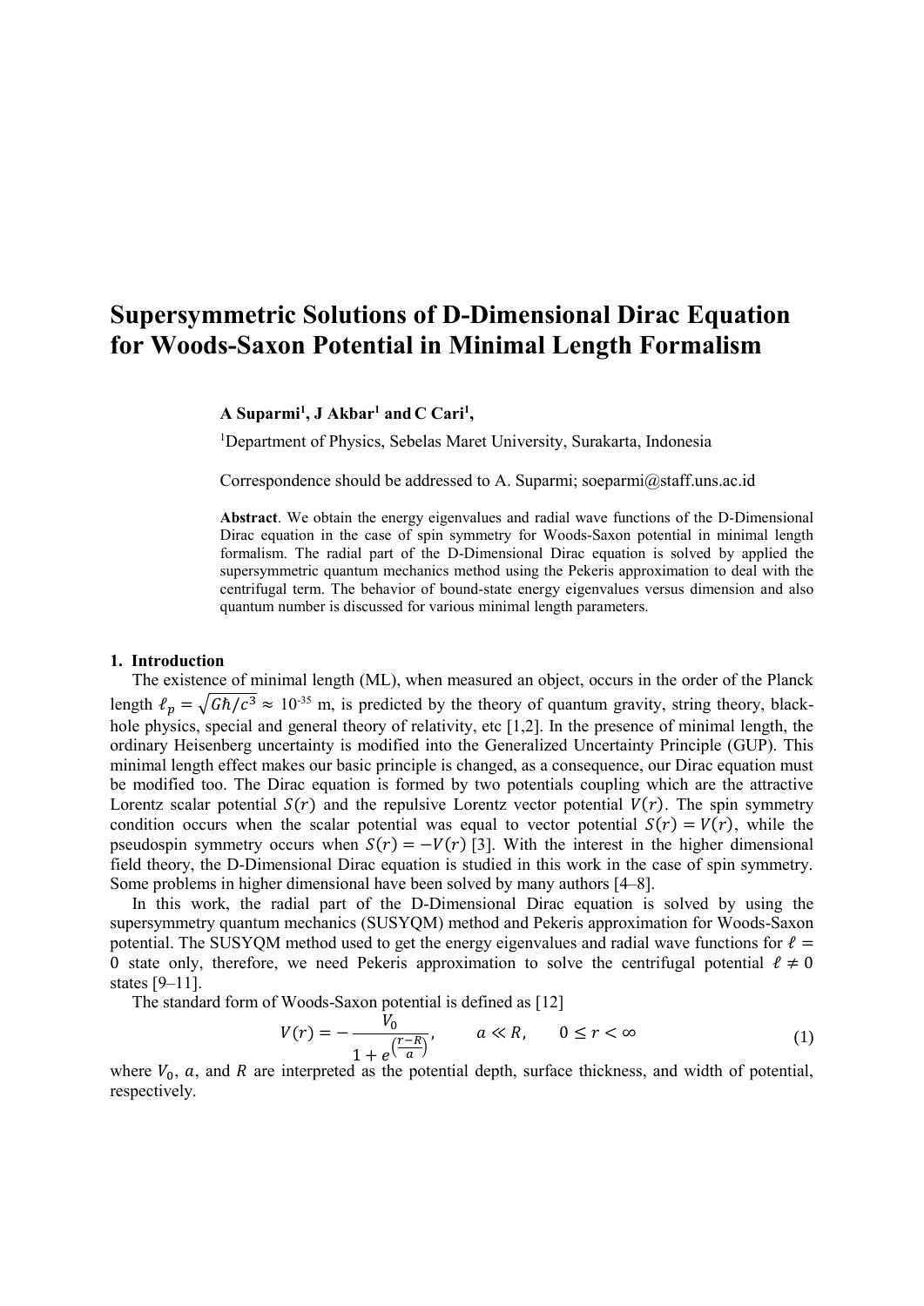# Supersymmetric Solutions of D-Dimensional Dirac Equation for Woods-Saxon Potential in Minimal Length Formalism

**A Suparmi[1], J Akbar[1] and C Cari[1],**

[1]Department of Physics, Sebelas Maret University, Surakarta, Indonesia

Correspondence should be addressed to A. Suparmi; soeparmi@staff.uns.ac.id

**Abstract**. We obtain the energy eigenvalues and radial wave functions of the D-Dimensional Dirac equation in the case of spin symmetry for Woods-Saxon potential in minimal length formalism. The radial part of the D-Dimensional Dirac equation is solved by applied the supersymmetric quantum mechanics method using the Pekeris approximation to deal with the centrifugal term. The behavior of bound-state energy eigenvalues versus dimension and also quantum number is discussed for various minimal length parameters.

## 1. Introduction

The existence of minimal length (ML), when measured an object, occurs in the order of the Planck length $\ell_p = \sqrt{G\hbar/c^3} \approx 10^{-35}$ m, is predicted by the theory of quantum gravity, string theory, black-hole physics, special and general theory of relativity, etc [1,2]. In the presence of minimal length, the ordinary Heisenberg uncertainty is modified into the Generalized Uncertainty Principle (GUP). This minimal length effect makes our basic principle is changed, as a consequence, our Dirac equation must be modified too. The Dirac equation is formed by two potentials coupling which are the attractive Lorentz scalar potential $S(r)$ and the repulsive Lorentz vector potential $V(r)$. The spin symmetry condition occurs when the scalar potential was equal to vector potential $S(r) = V(r)$, while the pseudospin symmetry occurs when $S(r) = -V(r)$ [3]. With the interest in the higher dimensional field theory, the D-Dimensional Dirac equation is studied in this work in the case of spin symmetry. Some problems in higher dimensional have been solved by many authors [4–8].

In this work, the radial part of the D-Dimensional Dirac equation is solved by using the supersymmetry quantum mechanics (SUSYQM) method and Pekeris approximation for Woods-Saxon potential. The SUSYQM method used to get the energy eigenvalues and radial wave functions for $\ell = 0$ state only, therefore, we need Pekeris approximation to solve the centrifugal potential $\ell \neq 0$ states [9–11].

The standard form of Woods-Saxon potential is defined as [12]

$$V(r) = -\frac{V_0}{1 + e^{\left(\frac{r-R}{a}\right)}}, \qquad a \ll R, \qquad 0 \leq r < \infty \tag{1}$$

where $V_0$, $a$, and $R$ are interpreted as the potential depth, surface thickness, and width of potential, respectively.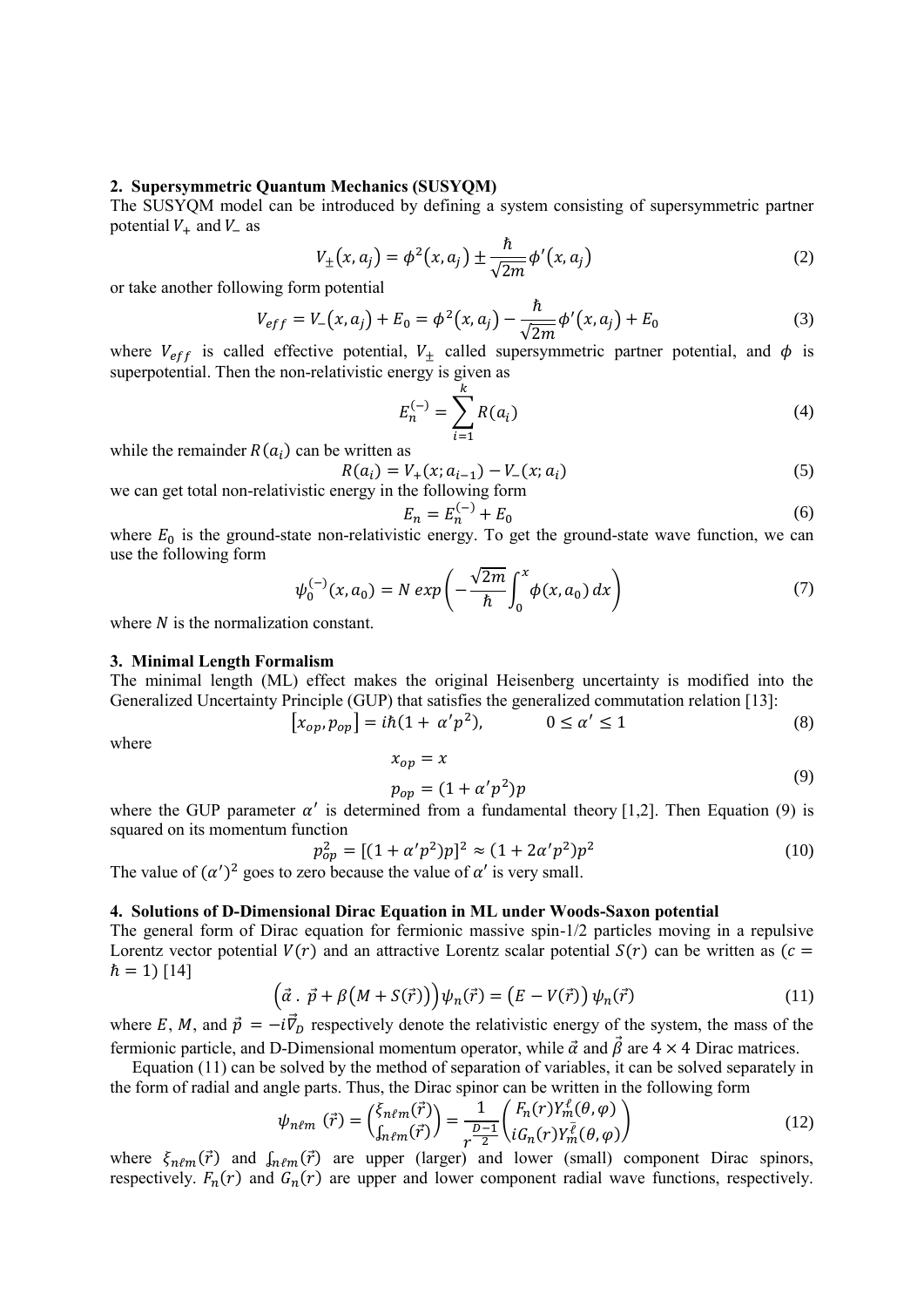## 2. Supersymmetric Quantum Mechanics (SUSYQM)

The SUSYQM model can be introduced by defining a system consisting of supersymmetric partner potential $V_+$ and $V_-$ as

$$V_{\pm}(x, a_j) = \phi^2(x, a_j) \pm \frac{\hbar}{\sqrt{2m}} \phi'(x, a_j) \tag{2}$$

or take another following form potential

$$V_{eff} = V_-(x, a_j) + E_0 = \phi^2(x, a_j) - \frac{\hbar}{\sqrt{2m}} \phi'(x, a_j) + E_0 \tag{3}$$

where $V_{eff}$ is called effective potential, $V_{\pm}$ called supersymmetric partner potential, and $\phi$ is superpotential. Then the non-relativistic energy is given as

$$E_n^{(-)} = \sum_{i=1}^{k} R(a_i) \tag{4}$$

while the remainder $R(a_i)$ can be written as

$$R(a_i) = V_+(x; a_{i-1}) - V_-(x; a_i) \tag{5}$$

we can get total non-relativistic energy in the following form

$$E_n = E_n^{(-)} + E_0 \tag{6}$$

where $E_0$ is the ground-state non-relativistic energy. To get the ground-state wave function, we can use the following form

$$\psi_0^{(-)}(x, a_0) = N \exp\left( -\frac{\sqrt{2m}}{\hbar} \int_0^x \phi(x, a_0)\, dx \right) \tag{7}$$

where $N$ is the normalization constant.

## 3. Minimal Length Formalism

The minimal length (ML) effect makes the original Heisenberg uncertainty is modified into the Generalized Uncertainty Principle (GUP) that satisfies the generalized commutation relation [13]:

$$[x_{op}, p_{op}] = i\hbar(1 + \alpha' p^2), \qquad 0 \le \alpha' \le 1 \tag{8}$$

where

$$x_{op} = x$$
$$p_{op} = (1 + \alpha' p^2)p \tag{9}$$

where the GUP parameter $\alpha'$ is determined from a fundamental theory [1,2]. Then Equation (9) is squared on its momentum function

$$p_{op}^2 = [(1 + \alpha' p^2)p]^2 \approx (1 + 2\alpha' p^2)p^2 \tag{10}$$

The value of $(\alpha')^2$ goes to zero because the value of $\alpha'$ is very small.

## 4. Solutions of D-Dimensional Dirac Equation in ML under Woods-Saxon potential

The general form of Dirac equation for fermionic massive spin-1/2 particles moving in a repulsive Lorentz vector potential $V(r)$ and an attractive Lorentz scalar potential $S(r)$ can be written as ($c = \hbar = 1$) [14]

$$\left(\vec{\alpha} \cdot \vec{p} + \beta\left(M + S(\vec{r})\right)\right)\psi_n(\vec{r}) = \left(E - V(\vec{r})\right)\psi_n(\vec{r}) \tag{11}$$

where $E$, $M$, and $\vec{p} = -i\vec{\nabla}_D$ respectively denote the relativistic energy of the system, the mass of the fermionic particle, and D-Dimensional momentum operator, while $\vec{\alpha}$ and $\vec{\beta}$ are $4 \times 4$ Dirac matrices.

Equation (11) can be solved by the method of separation of variables, it can be solved separately in the form of radial and angle parts. Thus, the Dirac spinor can be written in the following form

$$\psi_{n\ell m}(\vec{r}) = \begin{pmatrix} \xi_{n\ell m}(\vec{r}) \\ \int_{n\ell m}(\vec{r}) \end{pmatrix} = \frac{1}{r^{\frac{D-1}{2}}} \begin{pmatrix} F_n(r) Y_m^{\ell}(\theta, \varphi) \\ iG_n(r) Y_m^{\tilde{\ell}}(\theta, \varphi) \end{pmatrix} \tag{12}$$

where $\xi_{n\ell m}(\vec{r})$ and $\int_{n\ell m}(\vec{r})$ are upper (larger) and lower (small) component Dirac spinors, respectively. $F_n(r)$ and $G_n(r)$ are upper and lower component radial wave functions, respectively.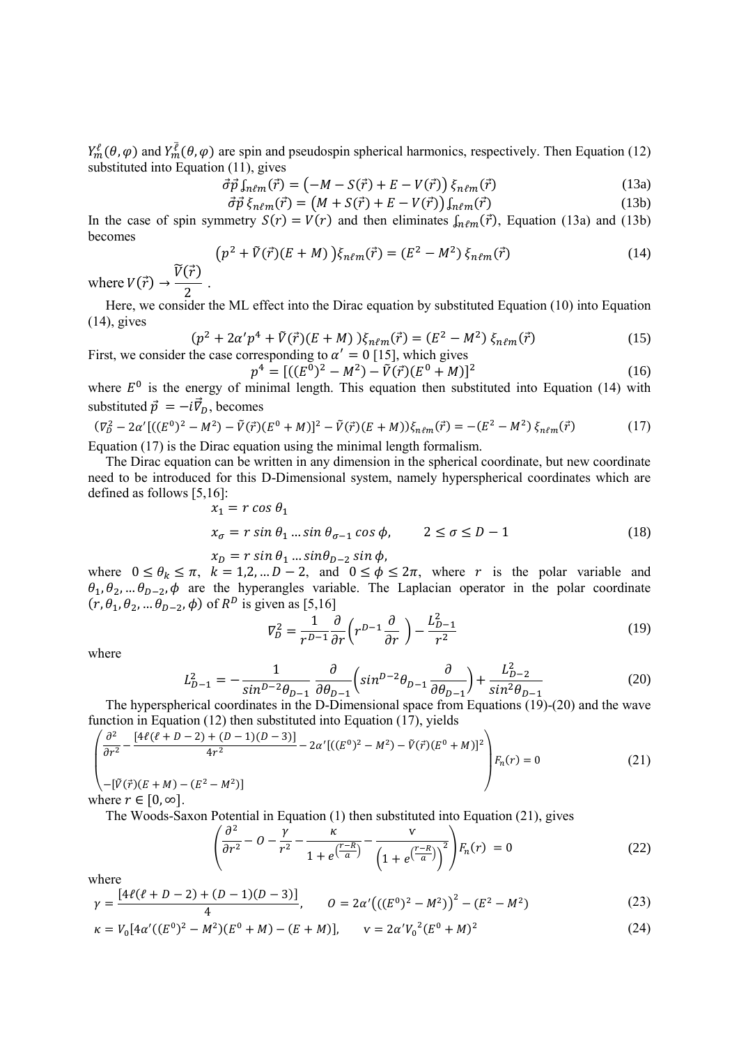$Y_m^{\ell}(\theta,\varphi)$ and $Y_m^{\bar{\ell}}(\theta,\varphi)$ are spin and pseudospin spherical harmonics, respectively. Then Equation (12) substituted into Equation (11), gives

$$\vec{\sigma}\vec{p}\, \int_{n\ell m}(\vec{r}) = \left(-M - S(\vec{r}) + E - V(\vec{r})\right) \xi_{n\ell m}(\vec{r}) \tag{13a}$$

$$\vec{\sigma}\vec{p}\, \xi_{n\ell m}(\vec{r}) = \left(M + S(\vec{r}) + E - V(\vec{r})\right) \int_{n\ell m}(\vec{r}) \tag{13b}$$

In the case of spin symmetry $S(r) = V(r)$ and then eliminates $\int_{n\ell m}(\vec{r})$, Equation (13a) and (13b) becomes

$$\left(p^2 + \tilde{V}(\vec{r})(E + M)\right)\xi_{n\ell m}(\vec{r}) = (E^2 - M^2)\, \xi_{n\ell m}(\vec{r}) \tag{14}$$

where $V(\vec{r}) \rightarrow \dfrac{\tilde{V}(\vec{r})}{2}$.

Here, we consider the ML effect into the Dirac equation by substituted Equation (10) into Equation (14), gives

$$(p^2 + 2\alpha' p^4 + \tilde{V}(\vec{r})(E + M))\xi_{n\ell m}(\vec{r}) = (E^2 - M^2)\, \xi_{n\ell m}(\vec{r}) \tag{15}$$

First, we consider the case corresponding to $\alpha' = 0$ [15], which gives

$$p^4 = [((E^0)^2 - M^2) - \tilde{V}(\vec{r})(E^0 + M)]^2 \tag{16}$$

where $E^0$ is the energy of minimal length. This equation then substituted into Equation (14) with substituted $\vec{p} = -i\vec{\nabla}_D$, becomes

$$(\nabla_D^2 - 2\alpha'[((E^0)^2 - M^2) - \tilde{V}(\vec{r})(E^0 + M)]^2 - \tilde{V}(\vec{r})(E + M))\xi_{n\ell m}(\vec{r}) = -(E^2 - M^2)\, \xi_{n\ell m}(\vec{r}) \tag{17}$$

Equation (17) is the Dirac equation using the minimal length formalism.

The Dirac equation can be written in any dimension in the spherical coordinate, but new coordinate need to be introduced for this D-Dimensional system, namely hyperspherical coordinates which are defined as follows [5,16]:

$$x_1 = r\cos\theta_1$$

$$x_\sigma = r\sin\theta_1 \ldots \sin\theta_{\sigma-1}\cos\phi, \qquad 2 \le \sigma \le D - 1 \tag{18}$$

$$x_D = r\sin\theta_1 \ldots \sin\theta_{D-2}\sin\phi,$$

where $0 \le \theta_k \le \pi$, $k = 1,2,\ldots D-2$, and $0 \le \phi \le 2\pi$, where $r$ is the polar variable and $\theta_1, \theta_2, \ldots \theta_{D-2}, \phi$ are the hyperangles variable. The Laplacian operator in the polar coordinate $(r, \theta_1, \theta_2, \ldots \theta_{D-2}, \phi)$ of $R^D$ is given as [5,16]

$$\nabla_D^2 = \frac{1}{r^{D-1}}\frac{\partial}{\partial r}\left(r^{D-1}\frac{\partial}{\partial r}\right) - \frac{L_{D-1}^2}{r^2} \tag{19}$$

where

$$L_{D-1}^2 = -\frac{1}{\sin^{D-2}\theta_{D-1}}\frac{\partial}{\partial\theta_{D-1}}\left(\sin^{D-2}\theta_{D-1}\frac{\partial}{\partial\theta_{D-1}}\right) + \frac{L_{D-2}^2}{\sin^2\theta_{D-1}} \tag{20}$$

The hyperspherical coordinates in the D-Dimensional space from Equations (19)-(20) and the wave function in Equation (12) then substituted into Equation (17), yields

$$\left(\begin{array}{l}\dfrac{\partial^2}{\partial r^2} - \dfrac{[4\ell(\ell + D - 2) + (D-1)(D-3)]}{4r^2} - 2\alpha'[((E^0)^2 - M^2) - \tilde{V}(\vec{r})(E^0 + M)]^2 \\ -[\tilde{V}(\vec{r})(E + M) - (E^2 - M^2)]\end{array}\right) F_n(r) = 0 \tag{21}$$

where $r \in [0, \infty]$.

The Woods-Saxon Potential in Equation (1) then substituted into Equation (21), gives

$$\left(\frac{\partial^2}{\partial r^2} - O - \frac{\gamma}{r^2} - \frac{\kappa}{1 + e^{\left(\frac{r-R}{a}\right)}} - \frac{\mathrm{v}}{\left(1 + e^{\left(\frac{r-R}{a}\right)}\right)^2}\right) F_n(r) = 0 \tag{22}$$

where

$$\gamma = \frac{[4\ell(\ell + D - 2) + (D-1)(D-3)]}{4}, \qquad O = 2\alpha'\left(((E^0)^2 - M^2)\right)^2 - (E^2 - M^2) \tag{23}$$

$$\kappa = V_0[4\alpha'((E^0)^2 - M^2)(E^0 + M) - (E + M)], \qquad \mathrm{v} = 2\alpha' {V_0}^2 (E^0 + M)^2 \tag{24}$$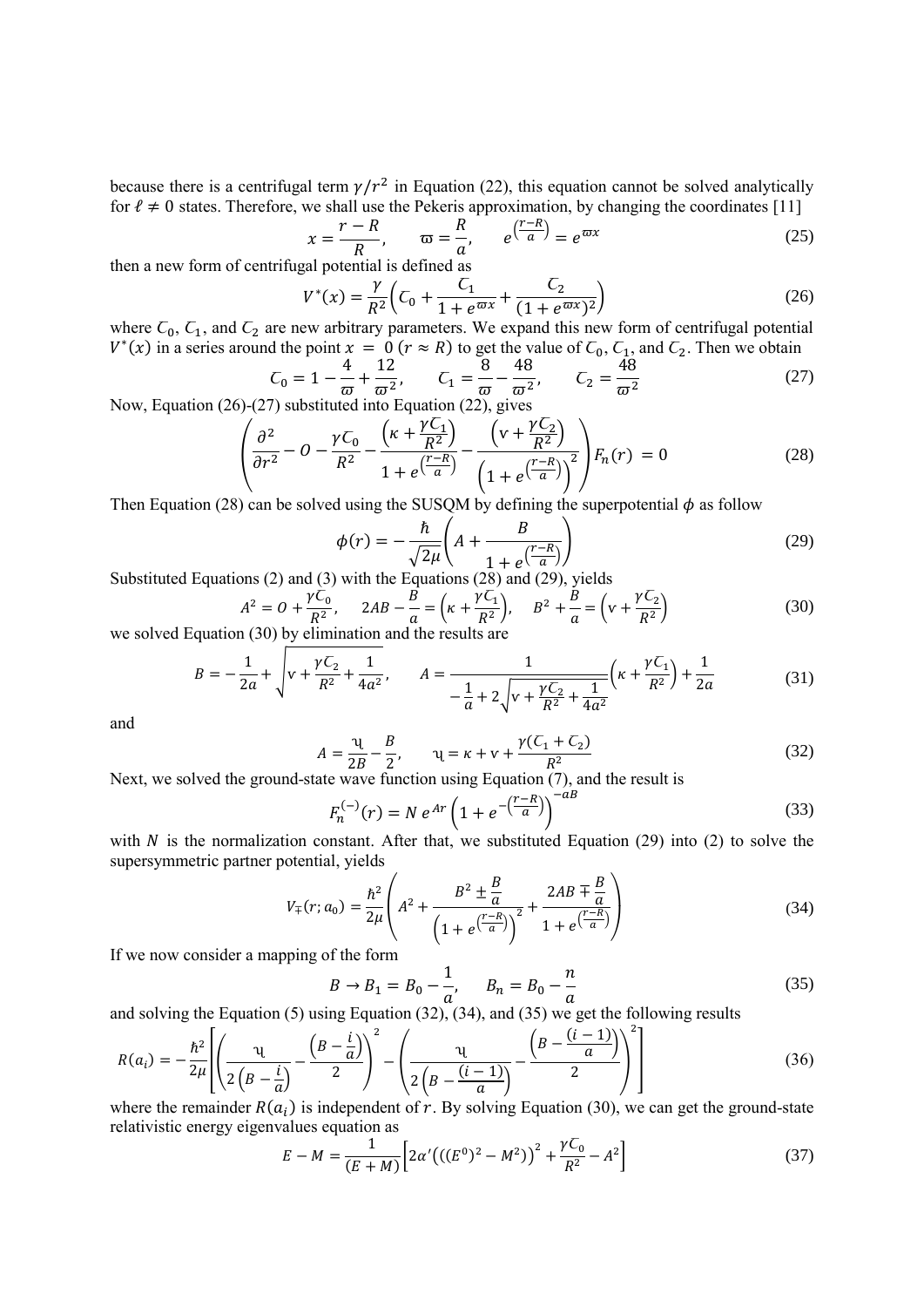because there is a centrifugal term $\gamma/r^2$ in Equation (22), this equation cannot be solved analytically for $\ell \neq 0$ states. Therefore, we shall use the Pekeris approximation, by changing the coordinates [11]

$$x = \frac{r-R}{R}, \qquad \varpi = \frac{R}{a}, \qquad e^{\left(\frac{r-R}{a}\right)} = e^{\varpi x} \tag{25}$$

then a new form of centrifugal potential is defined as

$$V^*(x) = \frac{\gamma}{R^2}\left(C_0 + \frac{C_1}{1+e^{\varpi x}} + \frac{C_2}{(1+e^{\varpi x})^2}\right) \tag{26}$$

where $C_0$, $C_1$, and $C_2$ are new arbitrary parameters. We expand this new form of centrifugal potential $V^*(x)$ in a series around the point $x = 0$ $(r \approx R)$ to get the value of $C_0$, $C_1$, and $C_2$. Then we obtain

$$C_0 = 1 - \frac{4}{\varpi} + \frac{12}{\varpi^2}, \qquad C_1 = \frac{8}{\varpi} - \frac{48}{\varpi^2}, \qquad C_2 = \frac{48}{\varpi^2} \tag{27}$$

Now, Equation (26)-(27) substituted into Equation (22), gives

$$\left(\frac{\partial^2}{\partial r^2} - O - \frac{\gamma C_0}{R^2} - \frac{\left(\kappa + \frac{\gamma C_1}{R^2}\right)}{1+e^{\left(\frac{r-R}{a}\right)}} - \frac{\left(\mathrm{v} + \frac{\gamma C_2}{R^2}\right)}{\left(1+e^{\left(\frac{r-R}{a}\right)}\right)^2}\right)F_n(r) = 0 \tag{28}$$

Then Equation (28) can be solved using the SUSQM by defining the superpotential $\phi$ as follow

$$\phi(r) = -\frac{\hbar}{\sqrt{2\mu}}\left(A + \frac{B}{1+e^{\left(\frac{r-R}{a}\right)}}\right) \tag{29}$$

Substituted Equations (2) and (3) with the Equations (28) and (29), yields

$$A^2 = O + \frac{\gamma C_0}{R^2}, \quad 2AB - \frac{B}{a} = \left(\kappa + \frac{\gamma C_1}{R^2}\right), \quad B^2 + \frac{B}{a} = \left(\mathrm{v} + \frac{\gamma C_2}{R^2}\right) \tag{30}$$

we solved Equation (30) by elimination and the results are

$$B = -\frac{1}{2a} + \sqrt{\mathrm{v} + \frac{\gamma C_2}{R^2} + \frac{1}{4a^2}}, \qquad A = \frac{1}{-\frac{1}{a} + 2\sqrt{\mathrm{v} + \frac{\gamma C_2}{R^2} + \frac{1}{4a^2}}}\left(\kappa + \frac{\gamma C_1}{R^2}\right) + \frac{1}{2a} \tag{31}$$

and

$$A = \frac{\mathfrak{r}}{2B} - \frac{B}{2}, \qquad \mathfrak{r} = \kappa + \mathrm{v} + \frac{\gamma(C_1 + C_2)}{R^2} \tag{32}$$

Next, we solved the ground-state wave function using Equation (7), and the result is

$$F_n^{(-)}(r) = N\, e^{Ar}\left(1 + e^{-\left(\frac{r-R}{a}\right)}\right)^{-aB} \tag{33}$$

with $N$ is the normalization constant. After that, we substituted Equation (29) into (2) to solve the supersymmetric partner potential, yields

$$V_{\mp}(r; a_0) = \frac{\hbar^2}{2\mu}\left(A^2 + \frac{B^2 \pm \frac{B}{a}}{\left(1+e^{\left(\frac{r-R}{a}\right)}\right)^2} + \frac{2AB \mp \frac{B}{a}}{1+e^{\left(\frac{r-R}{a}\right)}}\right) \tag{34}$$

If we now consider a mapping of the form

$$B \to B_1 = B_0 - \frac{1}{a}, \qquad B_n = B_0 - \frac{n}{a} \tag{35}$$

and solving the Equation (5) using Equation (32), (34), and (35) we get the following results

$$R(a_i) = -\frac{\hbar^2}{2\mu}\left[\left(\frac{\mathfrak{r}}{2\left(B - \frac{i}{a}\right)} - \frac{\left(B - \frac{i}{a}\right)}{2}\right)^2 - \left(\frac{\mathfrak{r}}{2\left(B - \frac{(i-1)}{a}\right)} - \frac{\left(B - \frac{(i-1)}{a}\right)}{2}\right)^2\right] \tag{36}$$

where the remainder $R(a_i)$ is independent of $r$. By solving Equation (30), we can get the ground-state relativistic energy eigenvalues equation as

$$E - M = \frac{1}{(E+M)}\left[2\alpha'\left(((E^0)^2 - M^2)\right)^2 + \frac{\gamma C_0}{R^2} - A^2\right] \tag{37}$$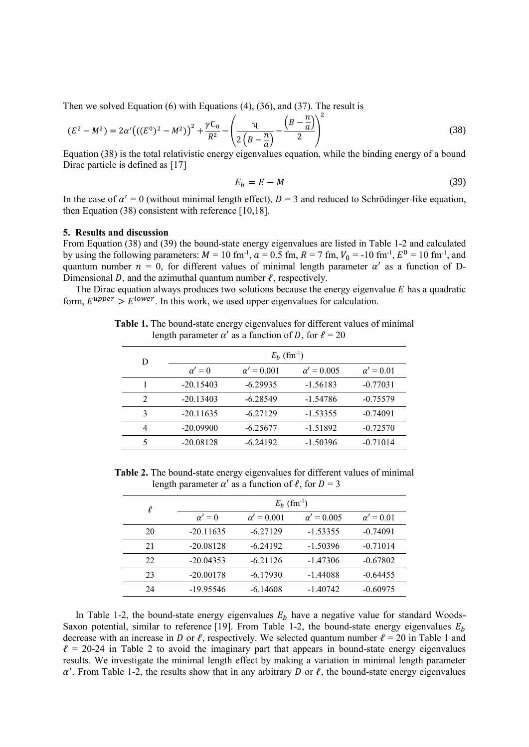Then we solved Equation (6) with Equations (4), (36), and (37). The result is

$$(E^2 - M^2) = 2\alpha'\left(((E^0)^2 - M^2)\right)^2 + \frac{\gamma\text{Ꞇ}_0}{R^2} - \left(\frac{\text{Ꞁ}}{2\left(B - \frac{n}{a}\right)} - \frac{\left(B - \frac{n}{a}\right)}{2}\right)^2 \tag{38}$$

Equation (38) is the total relativistic energy eigenvalues equation, while the binding energy of a bound Dirac particle is defined as [17]

$$E_b = E - M \tag{39}$$

In the case of $\alpha'$ = 0 (without minimal length effect), $D$ = 3 and reduced to Schrödinger-like equation, then Equation (38) consistent with reference [10,18].

## 5. Results and discussion

From Equation (38) and (39) the bound-state energy eigenvalues are listed in Table 1-2 and calculated by using the following parameters: $M$ = 10 fm$^{-1}$, $a$ = 0.5 fm, $R$ = 7 fm, $V_0$ = -10 fm$^{-1}$, $E^0$ = 10 fm$^{-1}$, and quantum number $n$ = 0, for different values of minimal length parameter $\alpha'$ as a function of D-Dimensional $D$, and the azimuthal quantum number $\ell$, respectively.

The Dirac equation always produces two solutions because the energy eigenvalue $E$ has a quadratic form, $E^{upper} > E^{lower}$. In this work, we used upper eigenvalues for calculation.

**Table 1.** The bound-state energy eigenvalues for different values of minimal length parameter $\alpha'$ as a function of $D$, for $\ell$ = 20

| D | $E_b$ (fm$^{-1}$) | | | |
|---|---|---|---|---|
| | $\alpha'$ = 0 | $\alpha'$ = 0.001 | $\alpha'$ = 0.005 | $\alpha'$ = 0.01 |
| 1 | -20.15403 | -6.29935 | -1.56183 | -0.77031 |
| 2 | -20.13403 | -6.28549 | -1.54786 | -0.75579 |
| 3 | -20.11635 | -6.27129 | -1.53355 | -0.74091 |
| 4 | -20.09900 | -6.25677 | -1.51892 | -0.72570 |
| 5 | -20.08128 | -6.24192 | -1.50396 | -0.71014 |

**Table 2.** The bound-state energy eigenvalues for different values of minimal length parameter $\alpha'$ as a function of $\ell$, for $D$ = 3

| $\ell$ | $E_b$ (fm$^{-1}$) | | | |
|---|---|---|---|---|
| | $\alpha'$ = 0 | $\alpha'$ = 0.001 | $\alpha'$ = 0.005 | $\alpha'$ = 0.01 |
| 20 | -20.11635 | -6.27129 | -1.53355 | -0.74091 |
| 21 | -20.08128 | -6.24192 | -1.50396 | -0.71014 |
| 22 | -20.04353 | -6.21126 | -1.47306 | -0.67802 |
| 23 | -20.00178 | -6.17930 | -1.44088 | -0.64455 |
| 24 | -19.95546 | -6.14608 | -1.40742 | -0.60975 |

In Table 1-2, the bound-state energy eigenvalues $E_b$ have a negative value for standard Woods-Saxon potential, similar to reference [19]. From Table 1-2, the bound-state energy eigenvalues $E_b$ decrease with an increase in $D$ or $\ell$, respectively. We selected quantum number $\ell$ = 20 in Table 1 and $\ell$ = 20-24 in Table 2 to avoid the imaginary part that appears in bound-state energy eigenvalues results. We investigate the minimal length effect by making a variation in minimal length parameter $\alpha'$. From Table 1-2, the results show that in any arbitrary $D$ or $\ell$, the bound-state energy eigenvalues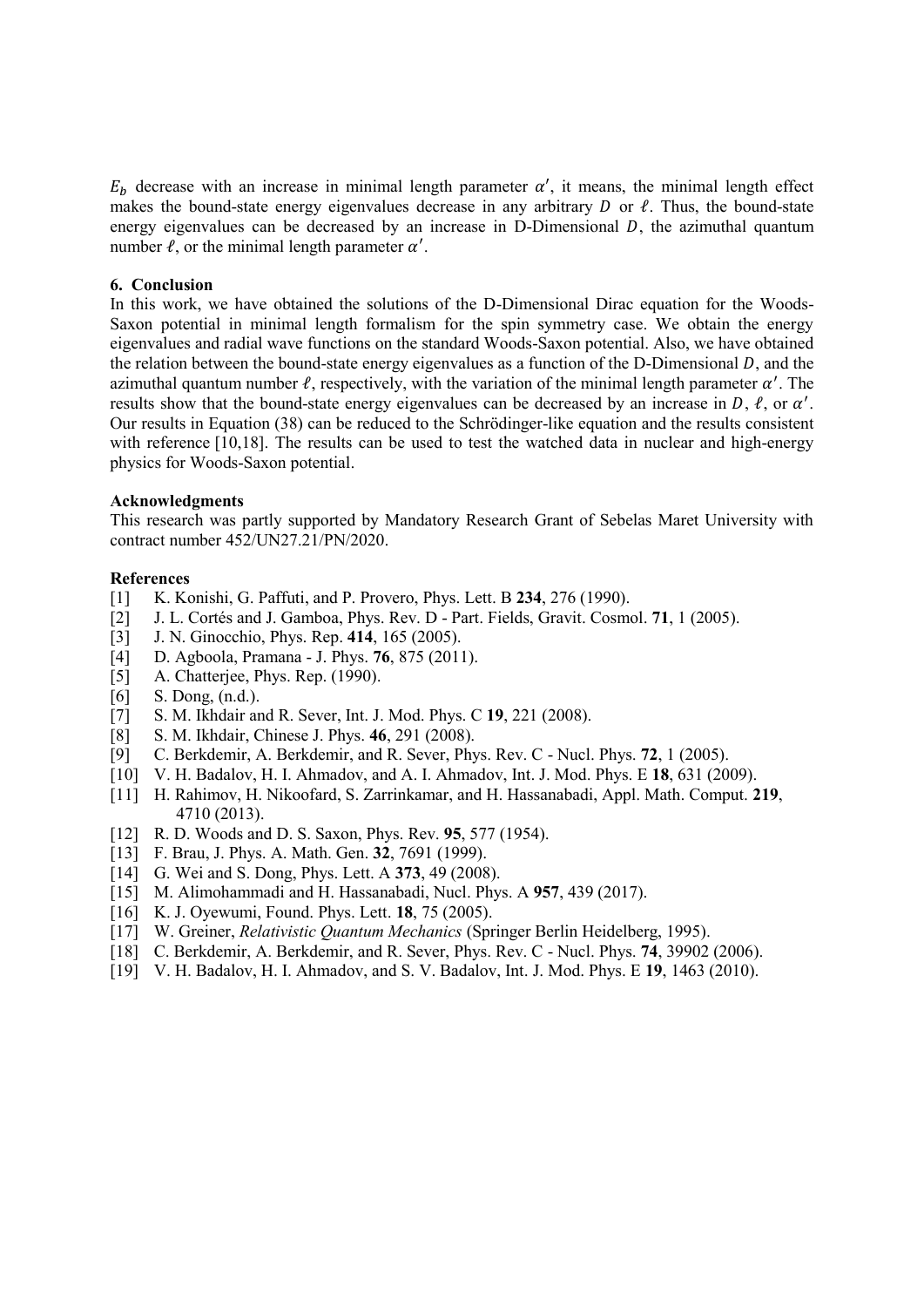$E_b$ decrease with an increase in minimal length parameter $\alpha'$, it means, the minimal length effect makes the bound-state energy eigenvalues decrease in any arbitrary $D$ or $\ell$. Thus, the bound-state energy eigenvalues can be decreased by an increase in D-Dimensional $D$, the azimuthal quantum number $\ell$, or the minimal length parameter $\alpha'$.

## 6. Conclusion

In this work, we have obtained the solutions of the D-Dimensional Dirac equation for the Woods-Saxon potential in minimal length formalism for the spin symmetry case. We obtain the energy eigenvalues and radial wave functions on the standard Woods-Saxon potential. Also, we have obtained the relation between the bound-state energy eigenvalues as a function of the D-Dimensional $D$, and the azimuthal quantum number $\ell$, respectively, with the variation of the minimal length parameter $\alpha'$. The results show that the bound-state energy eigenvalues can be decreased by an increase in $D$, $\ell$, or $\alpha'$. Our results in Equation (38) can be reduced to the Schrödinger-like equation and the results consistent with reference [10,18]. The results can be used to test the watched data in nuclear and high-energy physics for Woods-Saxon potential.

## Acknowledgments

This research was partly supported by Mandatory Research Grant of Sebelas Maret University with contract number 452/UN27.21/PN/2020.

## References

[1] K. Konishi, G. Paffuti, and P. Provero, Phys. Lett. B **234**, 276 (1990).
[2] J. L. Cortés and J. Gamboa, Phys. Rev. D - Part. Fields, Gravit. Cosmol. **71**, 1 (2005).
[3] J. N. Ginocchio, Phys. Rep. **414**, 165 (2005).
[4] D. Agboola, Pramana - J. Phys. **76**, 875 (2011).
[5] A. Chatterjee, Phys. Rep. (1990).
[6] S. Dong, (n.d.).
[7] S. M. Ikhdair and R. Sever, Int. J. Mod. Phys. C **19**, 221 (2008).
[8] S. M. Ikhdair, Chinese J. Phys. **46**, 291 (2008).
[9] C. Berkdemir, A. Berkdemir, and R. Sever, Phys. Rev. C - Nucl. Phys. **72**, 1 (2005).
[10] V. H. Badalov, H. I. Ahmadov, and A. I. Ahmadov, Int. J. Mod. Phys. E **18**, 631 (2009).
[11] H. Rahimov, H. Nikoofard, S. Zarrinkamar, and H. Hassanabadi, Appl. Math. Comput. **219**, 4710 (2013).
[12] R. D. Woods and D. S. Saxon, Phys. Rev. **95**, 577 (1954).
[13] F. Brau, J. Phys. A. Math. Gen. **32**, 7691 (1999).
[14] G. Wei and S. Dong, Phys. Lett. A **373**, 49 (2008).
[15] M. Alimohammadi and H. Hassanabadi, Nucl. Phys. A **957**, 439 (2017).
[16] K. J. Oyewumi, Found. Phys. Lett. **18**, 75 (2005).
[17] W. Greiner, *Relativistic Quantum Mechanics* (Springer Berlin Heidelberg, 1995).
[18] C. Berkdemir, A. Berkdemir, and R. Sever, Phys. Rev. C - Nucl. Phys. **74**, 39902 (2006).
[19] V. H. Badalov, H. I. Ahmadov, and S. V. Badalov, Int. J. Mod. Phys. E **19**, 1463 (2010).